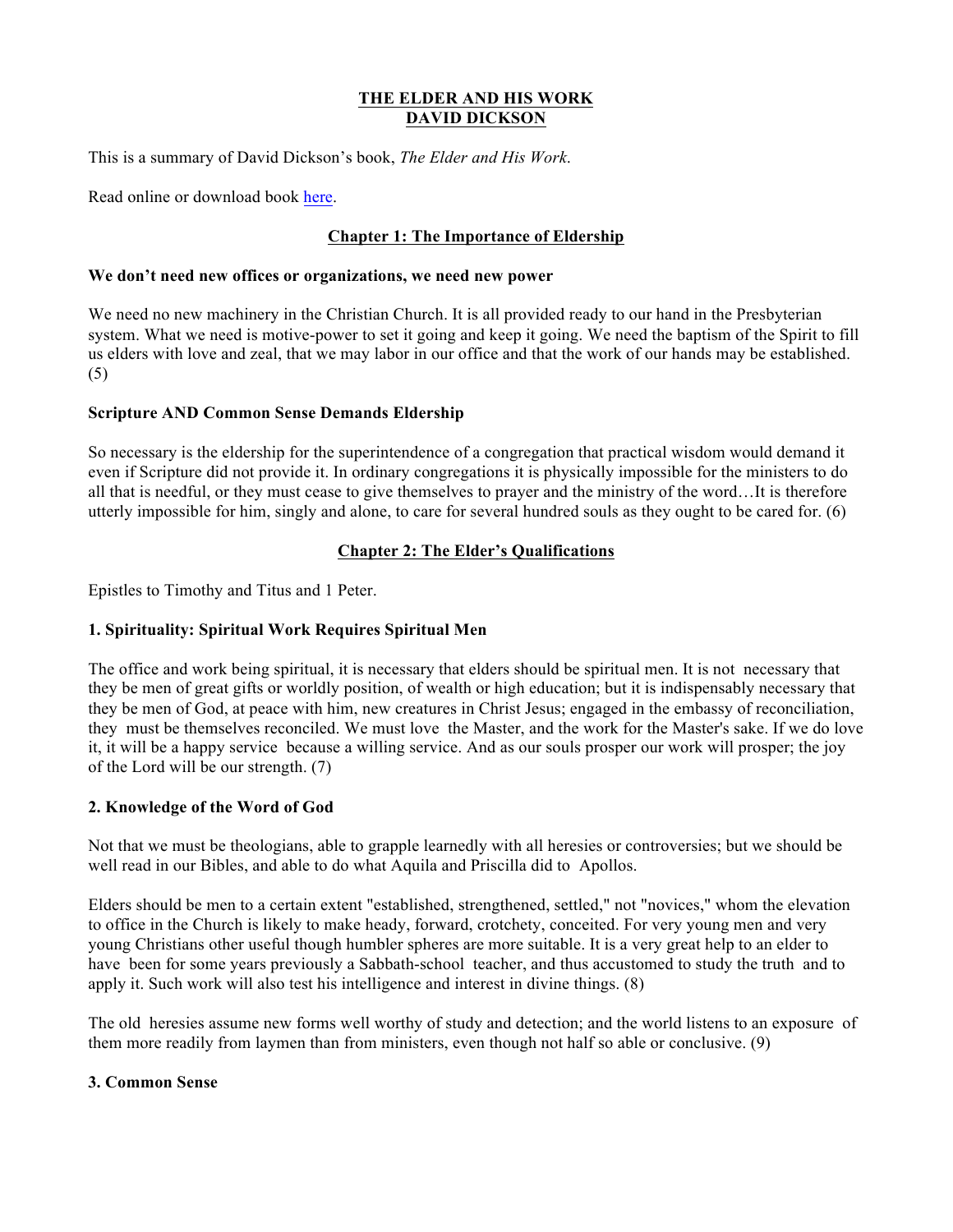# THE ELDER AND HIS WORK
# DAVID DICKSON

This is a summary of David Dickson's book, *The Elder and His Work*.

Read online or download book here.

## Chapter 1: The Importance of Eldership

**We don't need new offices or organizations, we need new power**

We need no new machinery in the Christian Church. It is all provided ready to our hand in the Presbyterian system. What we need is motive-power to set it going and keep it going. We need the baptism of the Spirit to fill us elders with love and zeal, that we may labor in our office and that the work of our hands may be established. (5)

**Scripture AND Common Sense Demands Eldership**

So necessary is the eldership for the superintendence of a congregation that practical wisdom would demand it even if Scripture did not provide it. In ordinary congregations it is physically impossible for the ministers to do all that is needful, or they must cease to give themselves to prayer and the ministry of the word…It is therefore utterly impossible for him, singly and alone, to care for several hundred souls as they ought to be cared for. (6)

## Chapter 2: The Elder's Qualifications

Epistles to Timothy and Titus and 1 Peter.

**1. Spirituality: Spiritual Work Requires Spiritual Men**

The office and work being spiritual, it is necessary that elders should be spiritual men. It is not necessary that they be men of great gifts or worldly position, of wealth or high education; but it is indispensably necessary that they be men of God, at peace with him, new creatures in Christ Jesus; engaged in the embassy of reconciliation, they must be themselves reconciled. We must love the Master, and the work for the Master's sake. If we do love it, it will be a happy service because a willing service. And as our souls prosper our work will prosper; the joy of the Lord will be our strength. (7)

**2. Knowledge of the Word of God**

Not that we must be theologians, able to grapple learnedly with all heresies or controversies; but we should be well read in our Bibles, and able to do what Aquila and Priscilla did to Apollos.

Elders should be men to a certain extent "established, strengthened, settled," not "novices," whom the elevation to office in the Church is likely to make heady, forward, crotchety, conceited. For very young men and very young Christians other useful though humbler spheres are more suitable. It is a very great help to an elder to have been for some years previously a Sabbath-school teacher, and thus accustomed to study the truth and to apply it. Such work will also test his intelligence and interest in divine things. (8)

The old heresies assume new forms well worthy of study and detection; and the world listens to an exposure of them more readily from laymen than from ministers, even though not half so able or conclusive. (9)

**3. Common Sense**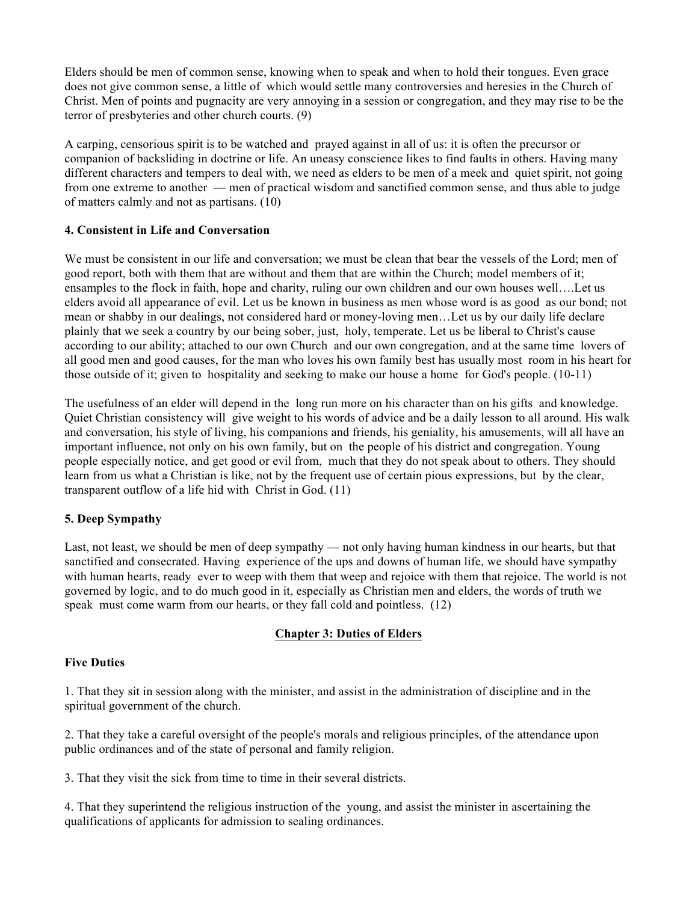Elders should be men of common sense, knowing when to speak and when to hold their tongues. Even grace does not give common sense, a little of which would settle many controversies and heresies in the Church of Christ. Men of points and pugnacity are very annoying in a session or congregation, and they may rise to be the terror of presbyteries and other church courts. (9)

A carping, censorious spirit is to be watched and prayed against in all of us: it is often the precursor or companion of backsliding in doctrine or life. An uneasy conscience likes to find faults in others. Having many different characters and tempers to deal with, we need as elders to be men of a meek and quiet spirit, not going from one extreme to another — men of practical wisdom and sanctified common sense, and thus able to judge of matters calmly and not as partisans. (10)

### 4. Consistent in Life and Conversation

We must be consistent in our life and conversation; we must be clean that bear the vessels of the Lord; men of good report, both with them that are without and them that are within the Church; model members of it; ensamples to the flock in faith, hope and charity, ruling our own children and our own houses well….Let us elders avoid all appearance of evil. Let us be known in business as men whose word is as good as our bond; not mean or shabby in our dealings, not considered hard or money-loving men…Let us by our daily life declare plainly that we seek a country by our being sober, just, holy, temperate. Let us be liberal to Christ's cause according to our ability; attached to our own Church and our own congregation, and at the same time lovers of all good men and good causes, for the man who loves his own family best has usually most room in his heart for those outside of it; given to hospitality and seeking to make our house a home for God's people. (10-11)

The usefulness of an elder will depend in the long run more on his character than on his gifts and knowledge. Quiet Christian consistency will give weight to his words of advice and be a daily lesson to all around. His walk and conversation, his style of living, his companions and friends, his geniality, his amusements, will all have an important influence, not only on his own family, but on the people of his district and congregation. Young people especially notice, and get good or evil from, much that they do not speak about to others. They should learn from us what a Christian is like, not by the frequent use of certain pious expressions, but by the clear, transparent outflow of a life hid with Christ in God. (11)

### 5. Deep Sympathy

Last, not least, we should be men of deep sympathy — not only having human kindness in our hearts, but that sanctified and consecrated. Having experience of the ups and downs of human life, we should have sympathy with human hearts, ready ever to weep with them that weep and rejoice with them that rejoice. The world is not governed by logic, and to do much good in it, especially as Christian men and elders, the words of truth we speak must come warm from our hearts, or they fall cold and pointless. (12)

## Chapter 3: Duties of Elders

### Five Duties

1. That they sit in session along with the minister, and assist in the administration of discipline and in the spiritual government of the church.

2. That they take a careful oversight of the people's morals and religious principles, of the attendance upon public ordinances and of the state of personal and family religion.

3. That they visit the sick from time to time in their several districts.

4. That they superintend the religious instruction of the young, and assist the minister in ascertaining the qualifications of applicants for admission to sealing ordinances.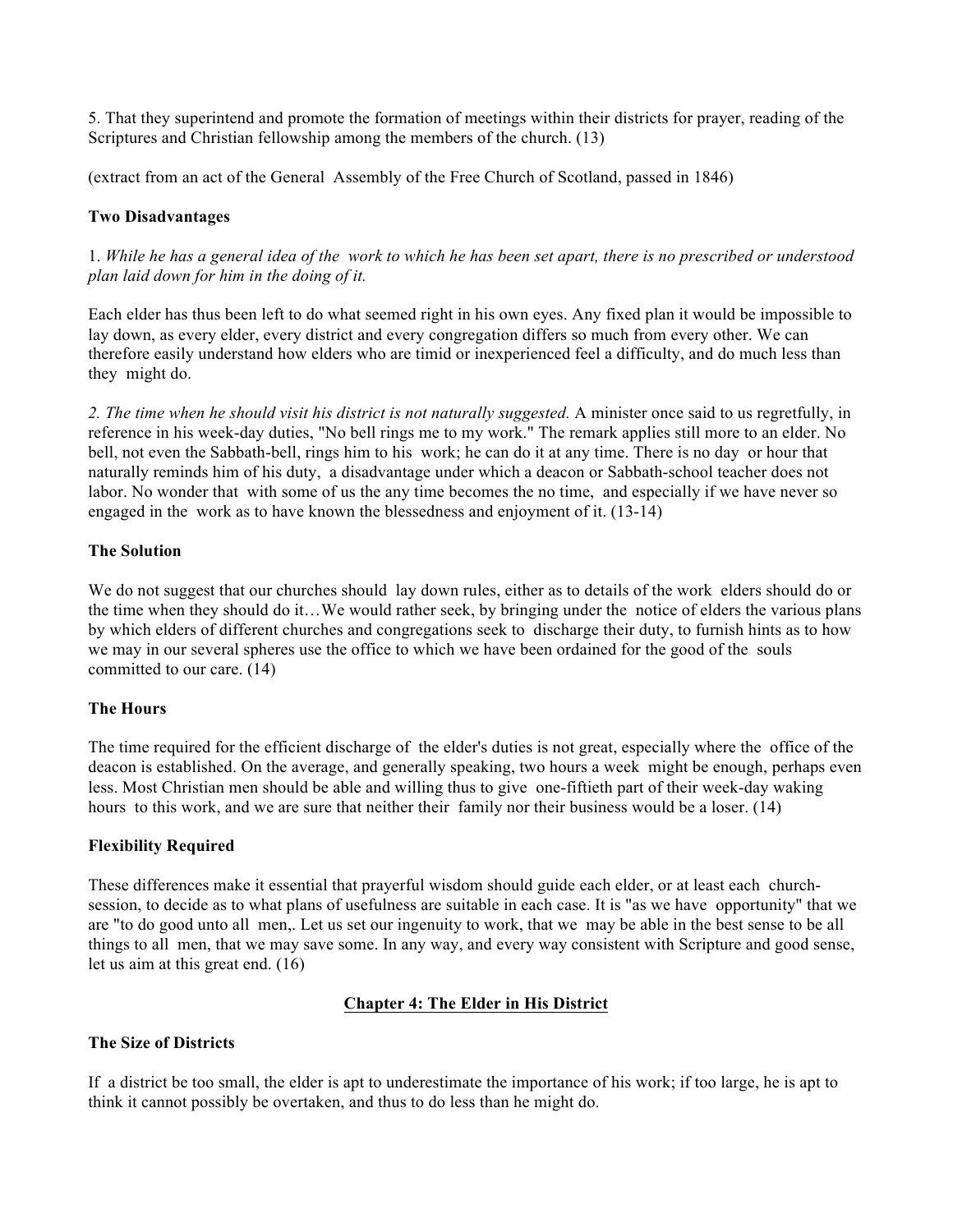5. That they superintend and promote the formation of meetings within their districts for prayer, reading of the Scriptures and Christian fellowship among the members of the church. (13)

(extract from an act of the General Assembly of the Free Church of Scotland, passed in 1846)

**Two Disadvantages**

1. *While he has a general idea of the work to which he has been set apart, there is no prescribed or understood plan laid down for him in the doing of it.*

Each elder has thus been left to do what seemed right in his own eyes. Any fixed plan it would be impossible to lay down, as every elder, every district and every congregation differs so much from every other. We can therefore easily understand how elders who are timid or inexperienced feel a difficulty, and do much less than they might do.

*2. The time when he should visit his district is not naturally suggested.* A minister once said to us regretfully, in reference in his week-day duties, "No bell rings me to my work." The remark applies still more to an elder. No bell, not even the Sabbath-bell, rings him to his work; he can do it at any time. There is no day or hour that naturally reminds him of his duty, a disadvantage under which a deacon or Sabbath-school teacher does not labor. No wonder that with some of us the any time becomes the no time, and especially if we have never so engaged in the work as to have known the blessedness and enjoyment of it. (13-14)

**The Solution**

We do not suggest that our churches should lay down rules, either as to details of the work elders should do or the time when they should do it…We would rather seek, by bringing under the notice of elders the various plans by which elders of different churches and congregations seek to discharge their duty, to furnish hints as to how we may in our several spheres use the office to which we have been ordained for the good of the souls committed to our care. (14)

**The Hours**

The time required for the efficient discharge of the elder's duties is not great, especially where the office of the deacon is established. On the average, and generally speaking, two hours a week might be enough, perhaps even less. Most Christian men should be able and willing thus to give one-fiftieth part of their week-day waking hours to this work, and we are sure that neither their family nor their business would be a loser. (14)

**Flexibility Required**

These differences make it essential that prayerful wisdom should guide each elder, or at least each church-session, to decide as to what plans of usefulness are suitable in each case. It is "as we have opportunity" that we are "to do good unto all men,. Let us set our ingenuity to work, that we may be able in the best sense to be all things to all men, that we may save some. In any way, and every way consistent with Scripture and good sense, let us aim at this great end. (16)

## Chapter 4: The Elder in His District

**The Size of Districts**

If a district be too small, the elder is apt to underestimate the importance of his work; if too large, he is apt to think it cannot possibly be overtaken, and thus to do less than he might do.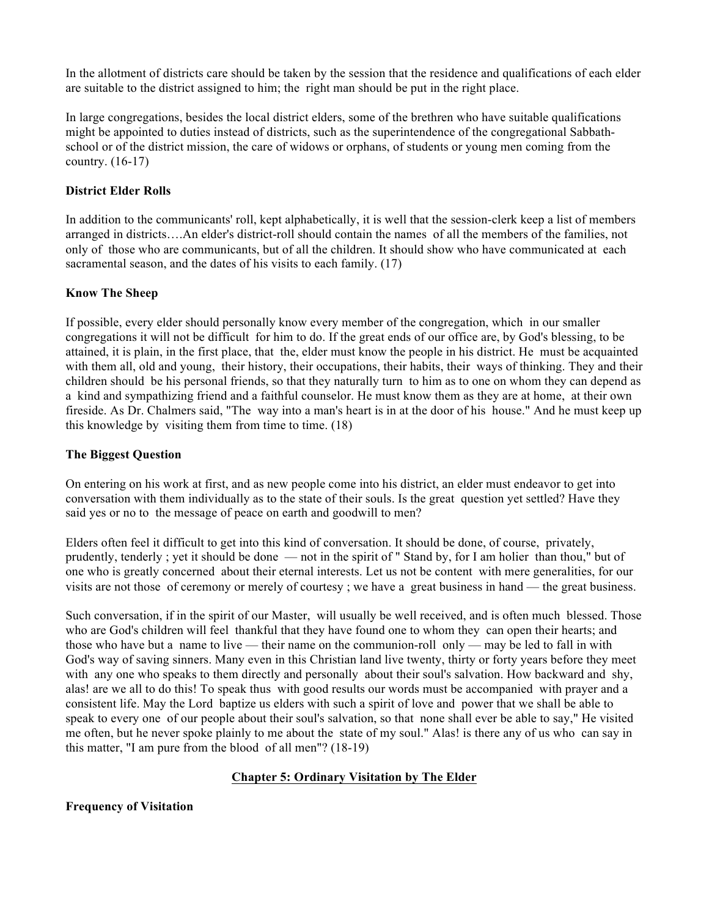In the allotment of districts care should be taken by the session that the residence and qualifications of each elder are suitable to the district assigned to him; the right man should be put in the right place.

In large congregations, besides the local district elders, some of the brethren who have suitable qualifications might be appointed to duties instead of districts, such as the superintendence of the congregational Sabbath-school or of the district mission, the care of widows or orphans, of students or young men coming from the country. (16-17)

**District Elder Rolls**

In addition to the communicants' roll, kept alphabetically, it is well that the session-clerk keep a list of members arranged in districts….An elder's district-roll should contain the names of all the members of the families, not only of those who are communicants, but of all the children. It should show who have communicated at each sacramental season, and the dates of his visits to each family. (17)

**Know The Sheep**

If possible, every elder should personally know every member of the congregation, which in our smaller congregations it will not be difficult for him to do. If the great ends of our office are, by God's blessing, to be attained, it is plain, in the first place, that the, elder must know the people in his district. He must be acquainted with them all, old and young, their history, their occupations, their habits, their ways of thinking. They and their children should be his personal friends, so that they naturally turn to him as to one on whom they can depend as a kind and sympathizing friend and a faithful counselor. He must know them as they are at home, at their own fireside. As Dr. Chalmers said, "The way into a man's heart is in at the door of his house." And he must keep up this knowledge by visiting them from time to time. (18)

**The Biggest Question**

On entering on his work at first, and as new people come into his district, an elder must endeavor to get into conversation with them individually as to the state of their souls. Is the great question yet settled? Have they said yes or no to the message of peace on earth and goodwill to men?

Elders often feel it difficult to get into this kind of conversation. It should be done, of course, privately, prudently, tenderly ; yet it should be done — not in the spirit of " Stand by, for I am holier than thou," but of one who is greatly concerned about their eternal interests. Let us not be content with mere generalities, for our visits are not those of ceremony or merely of courtesy ; we have a great business in hand — the great business.

Such conversation, if in the spirit of our Master, will usually be well received, and is often much blessed. Those who are God's children will feel thankful that they have found one to whom they can open their hearts; and those who have but a name to live — their name on the communion-roll only — may be led to fall in with God's way of saving sinners. Many even in this Christian land live twenty, thirty or forty years before they meet with any one who speaks to them directly and personally about their soul's salvation. How backward and shy, alas! are we all to do this! To speak thus with good results our words must be accompanied with prayer and a consistent life. May the Lord baptize us elders with such a spirit of love and power that we shall be able to speak to every one of our people about their soul's salvation, so that none shall ever be able to say," He visited me often, but he never spoke plainly to me about the state of my soul." Alas! is there any of us who can say in this matter, "I am pure from the blood of all men"? (18-19)

## Chapter 5: Ordinary Visitation by The Elder

**Frequency of Visitation**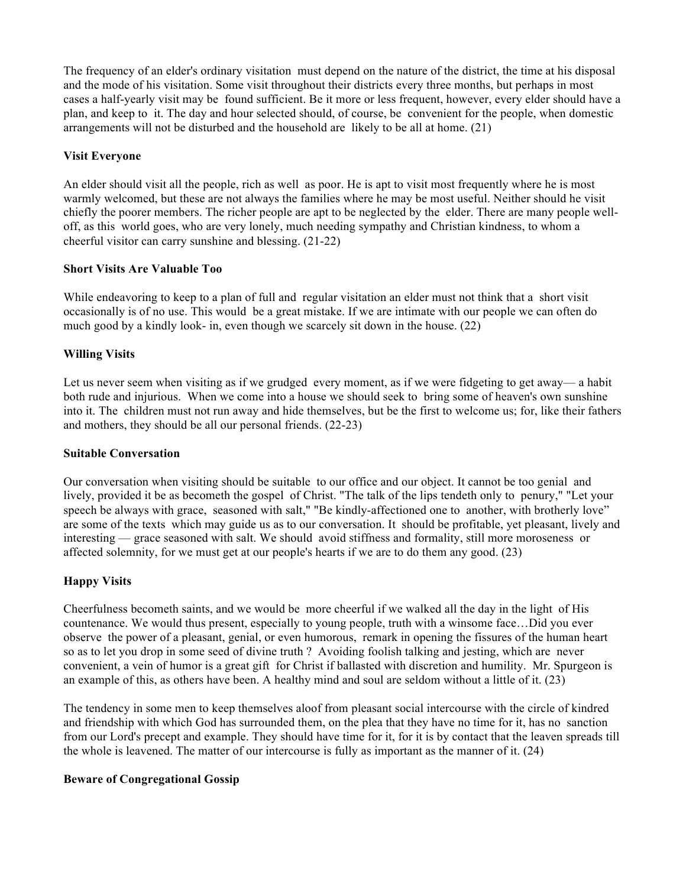The frequency of an elder's ordinary visitation must depend on the nature of the district, the time at his disposal and the mode of his visitation. Some visit throughout their districts every three months, but perhaps in most cases a half-yearly visit may be found sufficient. Be it more or less frequent, however, every elder should have a plan, and keep to it. The day and hour selected should, of course, be convenient for the people, when domestic arrangements will not be disturbed and the household are likely to be all at home. (21)

**Visit Everyone**

An elder should visit all the people, rich as well as poor. He is apt to visit most frequently where he is most warmly welcomed, but these are not always the families where he may be most useful. Neither should he visit chiefly the poorer members. The richer people are apt to be neglected by the elder. There are many people well-off, as this world goes, who are very lonely, much needing sympathy and Christian kindness, to whom a cheerful visitor can carry sunshine and blessing. (21-22)

**Short Visits Are Valuable Too**

While endeavoring to keep to a plan of full and regular visitation an elder must not think that a short visit occasionally is of no use. This would be a great mistake. If we are intimate with our people we can often do much good by a kindly look- in, even though we scarcely sit down in the house. (22)

**Willing Visits**

Let us never seem when visiting as if we grudged every moment, as if we were fidgeting to get away— a habit both rude and injurious. When we come into a house we should seek to bring some of heaven's own sunshine into it. The children must not run away and hide themselves, but be the first to welcome us; for, like their fathers and mothers, they should be all our personal friends. (22-23)

**Suitable Conversation**

Our conversation when visiting should be suitable to our office and our object. It cannot be too genial and lively, provided it be as becometh the gospel of Christ. "The talk of the lips tendeth only to penury," "Let your speech be always with grace, seasoned with salt," "Be kindly-affectioned one to another, with brotherly love" are some of the texts which may guide us as to our conversation. It should be profitable, yet pleasant, lively and interesting — grace seasoned with salt. We should avoid stiffness and formality, still more moroseness or affected solemnity, for we must get at our people's hearts if we are to do them any good. (23)

**Happy Visits**

Cheerfulness becometh saints, and we would be more cheerful if we walked all the day in the light of His countenance. We would thus present, especially to young people, truth with a winsome face…Did you ever observe the power of a pleasant, genial, or even humorous, remark in opening the fissures of the human heart so as to let you drop in some seed of divine truth ? Avoiding foolish talking and jesting, which are never convenient, a vein of humor is a great gift for Christ if ballasted with discretion and humility. Mr. Spurgeon is an example of this, as others have been. A healthy mind and soul are seldom without a little of it. (23)

The tendency in some men to keep themselves aloof from pleasant social intercourse with the circle of kindred and friendship with which God has surrounded them, on the plea that they have no time for it, has no sanction from our Lord's precept and example. They should have time for it, for it is by contact that the leaven spreads till the whole is leavened. The matter of our intercourse is fully as important as the manner of it. (24)

**Beware of Congregational Gossip**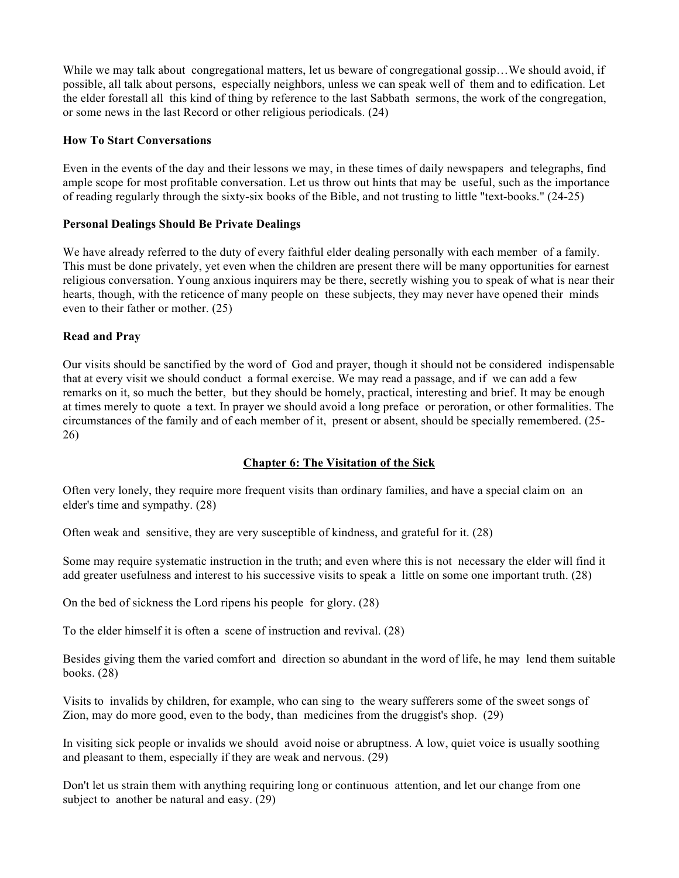While we may talk about congregational matters, let us beware of congregational gossip…We should avoid, if possible, all talk about persons, especially neighbors, unless we can speak well of them and to edification. Let the elder forestall all this kind of thing by reference to the last Sabbath sermons, the work of the congregation, or some news in the last Record or other religious periodicals. (24)

**How To Start Conversations**

Even in the events of the day and their lessons we may, in these times of daily newspapers and telegraphs, find ample scope for most profitable conversation. Let us throw out hints that may be useful, such as the importance of reading regularly through the sixty-six books of the Bible, and not trusting to little "text-books." (24-25)

**Personal Dealings Should Be Private Dealings**

We have already referred to the duty of every faithful elder dealing personally with each member of a family. This must be done privately, yet even when the children are present there will be many opportunities for earnest religious conversation. Young anxious inquirers may be there, secretly wishing you to speak of what is near their hearts, though, with the reticence of many people on these subjects, they may never have opened their minds even to their father or mother. (25)

**Read and Pray**

Our visits should be sanctified by the word of God and prayer, though it should not be considered indispensable that at every visit we should conduct a formal exercise. We may read a passage, and if we can add a few remarks on it, so much the better, but they should be homely, practical, interesting and brief. It may be enough at times merely to quote a text. In prayer we should avoid a long preface or peroration, or other formalities. The circumstances of the family and of each member of it, present or absent, should be specially remembered. (25-26)

## Chapter 6: The Visitation of the Sick

Often very lonely, they require more frequent visits than ordinary families, and have a special claim on an elder's time and sympathy. (28)

Often weak and sensitive, they are very susceptible of kindness, and grateful for it. (28)

Some may require systematic instruction in the truth; and even where this is not necessary the elder will find it add greater usefulness and interest to his successive visits to speak a little on some one important truth. (28)

On the bed of sickness the Lord ripens his people for glory. (28)

To the elder himself it is often a scene of instruction and revival. (28)

Besides giving them the varied comfort and direction so abundant in the word of life, he may lend them suitable books. (28)

Visits to invalids by children, for example, who can sing to the weary sufferers some of the sweet songs of Zion, may do more good, even to the body, than medicines from the druggist's shop. (29)

In visiting sick people or invalids we should avoid noise or abruptness. A low, quiet voice is usually soothing and pleasant to them, especially if they are weak and nervous. (29)

Don't let us strain them with anything requiring long or continuous attention, and let our change from one subject to another be natural and easy. (29)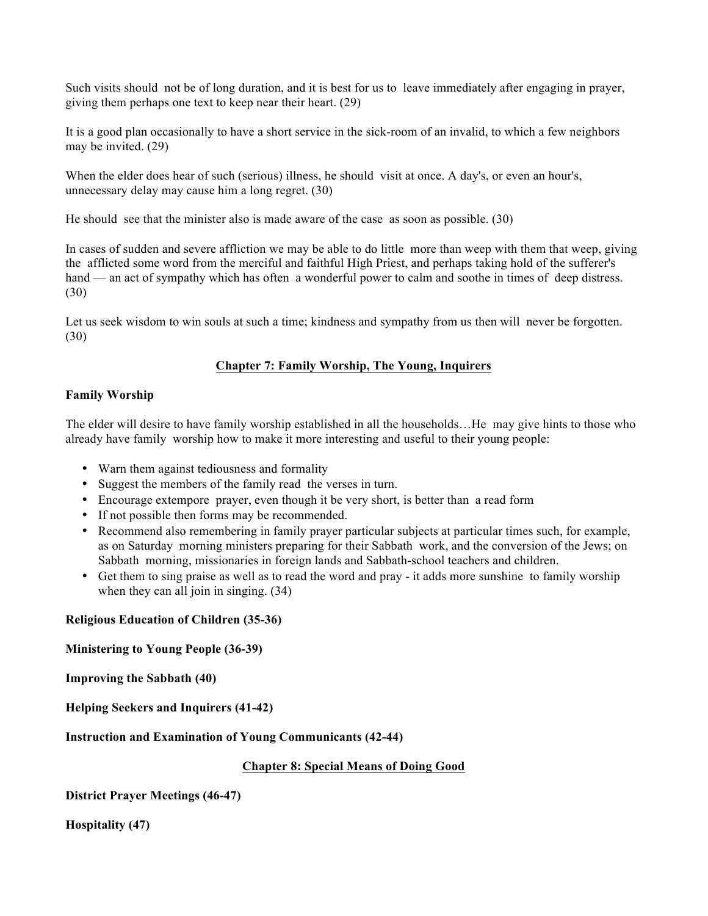Such visits should not be of long duration, and it is best for us to leave immediately after engaging in prayer, giving them perhaps one text to keep near their heart. (29)

It is a good plan occasionally to have a short service in the sick-room of an invalid, to which a few neighbors may be invited. (29)

When the elder does hear of such (serious) illness, he should visit at once. A day's, or even an hour's, unnecessary delay may cause him a long regret. (30)

He should see that the minister also is made aware of the case as soon as possible. (30)

In cases of sudden and severe affliction we may be able to do little more than weep with them that weep, giving the afflicted some word from the merciful and faithful High Priest, and perhaps taking hold of the sufferer's hand — an act of sympathy which has often a wonderful power to calm and soothe in times of deep distress. (30)

Let us seek wisdom to win souls at such a time; kindness and sympathy from us then will never be forgotten. (30)

## Chapter 7: Family Worship, The Young, Inquirers

### Family Worship

The elder will desire to have family worship established in all the households…He may give hints to those who already have family worship how to make it more interesting and useful to their young people:

- Warn them against tediousness and formality
- Suggest the members of the family read the verses in turn.
- Encourage extempore prayer, even though it be very short, is better than a read form
- If not possible then forms may be recommended.
- Recommend also remembering in family prayer particular subjects at particular times such, for example, as on Saturday morning ministers preparing for their Sabbath work, and the conversion of the Jews; on Sabbath morning, missionaries in foreign lands and Sabbath-school teachers and children.
- Get them to sing praise as well as to read the word and pray - it adds more sunshine to family worship when they can all join in singing. (34)

**Religious Education of Children (35-36)**

**Ministering to Young People (36-39)**

**Improving the Sabbath (40)**

**Helping Seekers and Inquirers (41-42)**

**Instruction and Examination of Young Communicants (42-44)**

## Chapter 8: Special Means of Doing Good

**District Prayer Meetings (46-47)**

**Hospitality (47)**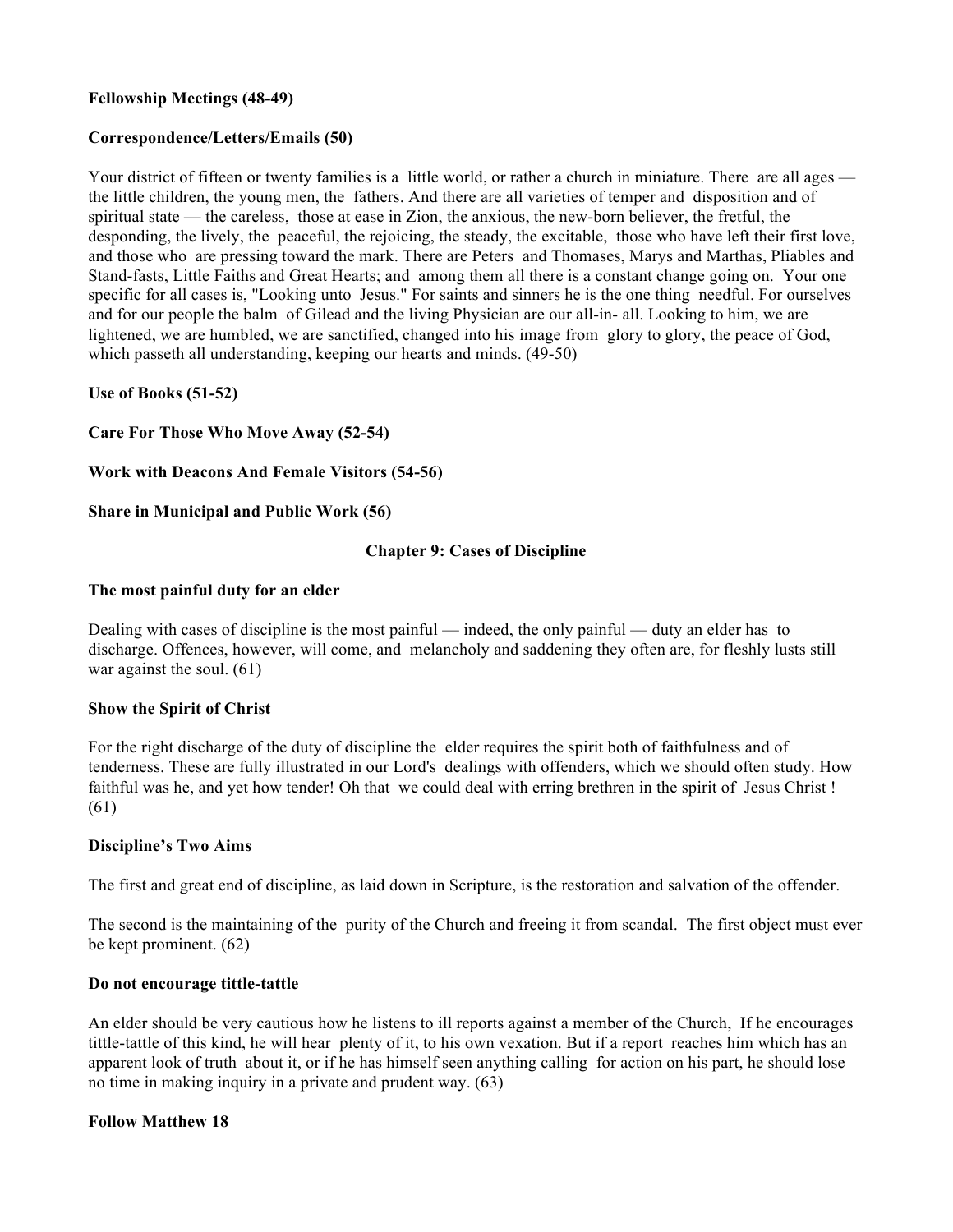**Fellowship Meetings (48-49)**

**Correspondence/Letters/Emails (50)**

Your district of fifteen or twenty families is a little world, or rather a church in miniature. There are all ages — the little children, the young men, the fathers. And there are all varieties of temper and disposition and of spiritual state — the careless, those at ease in Zion, the anxious, the new-born believer, the fretful, the desponding, the lively, the peaceful, the rejoicing, the steady, the excitable, those who have left their first love, and those who are pressing toward the mark. There are Peters and Thomases, Marys and Marthas, Pliables and Stand-fasts, Little Faiths and Great Hearts; and among them all there is a constant change going on. Your one specific for all cases is, "Looking unto Jesus." For saints and sinners he is the one thing needful. For ourselves and for our people the balm of Gilead and the living Physician are our all-in- all. Looking to him, we are lightened, we are humbled, we are sanctified, changed into his image from glory to glory, the peace of God, which passeth all understanding, keeping our hearts and minds. (49-50)

**Use of Books (51-52)**

**Care For Those Who Move Away (52-54)**

**Work with Deacons And Female Visitors (54-56)**

**Share in Municipal and Public Work (56)**

## Chapter 9: Cases of Discipline

**The most painful duty for an elder**

Dealing with cases of discipline is the most painful — indeed, the only painful — duty an elder has to discharge. Offences, however, will come, and melancholy and saddening they often are, for fleshly lusts still war against the soul. (61)

**Show the Spirit of Christ**

For the right discharge of the duty of discipline the elder requires the spirit both of faithfulness and of tenderness. These are fully illustrated in our Lord's dealings with offenders, which we should often study. How faithful was he, and yet how tender! Oh that we could deal with erring brethren in the spirit of Jesus Christ ! (61)

**Discipline's Two Aims**

The first and great end of discipline, as laid down in Scripture, is the restoration and salvation of the offender.

The second is the maintaining of the purity of the Church and freeing it from scandal. The first object must ever be kept prominent. (62)

**Do not encourage tittle-tattle**

An elder should be very cautious how he listens to ill reports against a member of the Church, If he encourages tittle-tattle of this kind, he will hear plenty of it, to his own vexation. But if a report reaches him which has an apparent look of truth about it, or if he has himself seen anything calling for action on his part, he should lose no time in making inquiry in a private and prudent way. (63)

**Follow Matthew 18**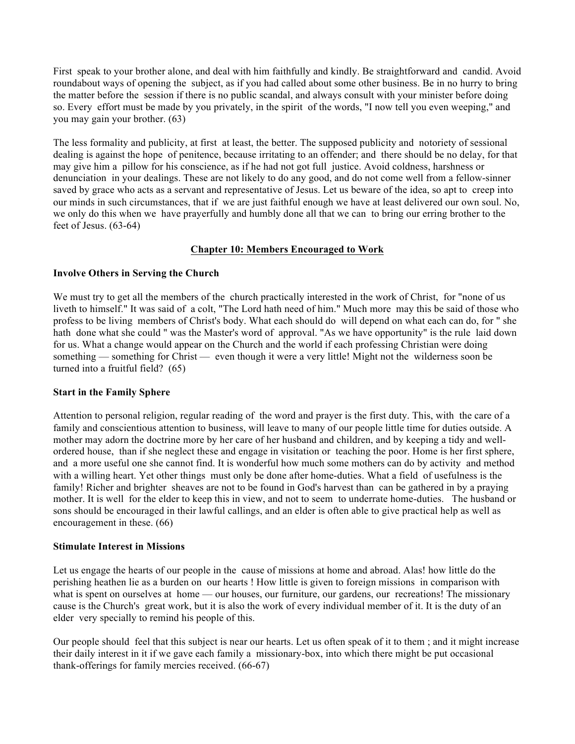First speak to your brother alone, and deal with him faithfully and kindly. Be straightforward and candid. Avoid roundabout ways of opening the subject, as if you had called about some other business. Be in no hurry to bring the matter before the session if there is no public scandal, and always consult with your minister before doing so. Every effort must be made by you privately, in the spirit of the words, "I now tell you even weeping," and you may gain your brother. (63)

The less formality and publicity, at first at least, the better. The supposed publicity and notoriety of sessional dealing is against the hope of penitence, because irritating to an offender; and there should be no delay, for that may give him a pillow for his conscience, as if he had not got full justice. Avoid coldness, harshness or denunciation in your dealings. These are not likely to do any good, and do not come well from a fellow-sinner saved by grace who acts as a servant and representative of Jesus. Let us beware of the idea, so apt to creep into our minds in such circumstances, that if we are just faithful enough we have at least delivered our own soul. No, we only do this when we have prayerfully and humbly done all that we can to bring our erring brother to the feet of Jesus. (63-64)

## Chapter 10: Members Encouraged to Work

### Involve Others in Serving the Church

We must try to get all the members of the church practically interested in the work of Christ, for "none of us liveth to himself." It was said of a colt, "The Lord hath need of him." Much more may this be said of those who profess to be living members of Christ's body. What each should do will depend on what each can do, for " she hath done what she could " was the Master's word of approval. "As we have opportunity" is the rule laid down for us. What a change would appear on the Church and the world if each professing Christian were doing something — something for Christ — even though it were a very little! Might not the wilderness soon be turned into a fruitful field? (65)

### Start in the Family Sphere

Attention to personal religion, regular reading of the word and prayer is the first duty. This, with the care of a family and conscientious attention to business, will leave to many of our people little time for duties outside. A mother may adorn the doctrine more by her care of her husband and children, and by keeping a tidy and well-ordered house, than if she neglect these and engage in visitation or teaching the poor. Home is her first sphere, and a more useful one she cannot find. It is wonderful how much some mothers can do by activity and method with a willing heart. Yet other things must only be done after home-duties. What a field of usefulness is the family! Richer and brighter sheaves are not to be found in God's harvest than can be gathered in by a praying mother. It is well for the elder to keep this in view, and not to seem to underrate home-duties. The husband or sons should be encouraged in their lawful callings, and an elder is often able to give practical help as well as encouragement in these. (66)

### Stimulate Interest in Missions

Let us engage the hearts of our people in the cause of missions at home and abroad. Alas! how little do the perishing heathen lie as a burden on our hearts ! How little is given to foreign missions in comparison with what is spent on ourselves at home — our houses, our furniture, our gardens, our recreations! The missionary cause is the Church's great work, but it is also the work of every individual member of it. It is the duty of an elder very specially to remind his people of this.

Our people should feel that this subject is near our hearts. Let us often speak of it to them ; and it might increase their daily interest in it if we gave each family a missionary-box, into which there might be put occasional thank-offerings for family mercies received. (66-67)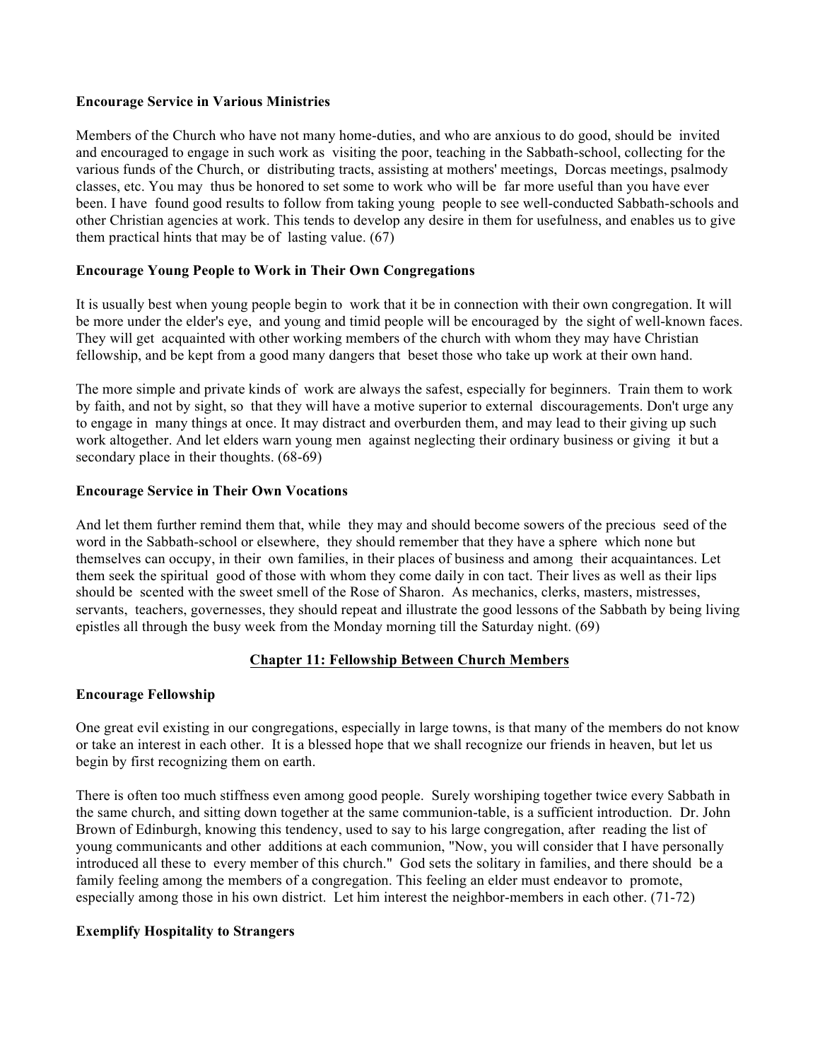**Encourage Service in Various Ministries**

Members of the Church who have not many home-duties, and who are anxious to do good, should be invited and encouraged to engage in such work as visiting the poor, teaching in the Sabbath-school, collecting for the various funds of the Church, or distributing tracts, assisting at mothers' meetings, Dorcas meetings, psalmody classes, etc. You may thus be honored to set some to work who will be far more useful than you have ever been. I have found good results to follow from taking young people to see well-conducted Sabbath-schools and other Christian agencies at work. This tends to develop any desire in them for usefulness, and enables us to give them practical hints that may be of lasting value. (67)

**Encourage Young People to Work in Their Own Congregations**

It is usually best when young people begin to work that it be in connection with their own congregation. It will be more under the elder's eye, and young and timid people will be encouraged by the sight of well-known faces. They will get acquainted with other working members of the church with whom they may have Christian fellowship, and be kept from a good many dangers that beset those who take up work at their own hand.

The more simple and private kinds of work are always the safest, especially for beginners. Train them to work by faith, and not by sight, so that they will have a motive superior to external discouragements. Don't urge any to engage in many things at once. It may distract and overburden them, and may lead to their giving up such work altogether. And let elders warn young men against neglecting their ordinary business or giving it but a secondary place in their thoughts. (68-69)

**Encourage Service in Their Own Vocations**

And let them further remind them that, while they may and should become sowers of the precious seed of the word in the Sabbath-school or elsewhere, they should remember that they have a sphere which none but themselves can occupy, in their own families, in their places of business and among their acquaintances. Let them seek the spiritual good of those with whom they come daily in con tact. Their lives as well as their lips should be scented with the sweet smell of the Rose of Sharon. As mechanics, clerks, masters, mistresses, servants, teachers, governesses, they should repeat and illustrate the good lessons of the Sabbath by being living epistles all through the busy week from the Monday morning till the Saturday night. (69)

## Chapter 11: Fellowship Between Church Members

**Encourage Fellowship**

One great evil existing in our congregations, especially in large towns, is that many of the members do not know or take an interest in each other. It is a blessed hope that we shall recognize our friends in heaven, but let us begin by first recognizing them on earth.

There is often too much stiffness even among good people. Surely worshiping together twice every Sabbath in the same church, and sitting down together at the same communion-table, is a sufficient introduction. Dr. John Brown of Edinburgh, knowing this tendency, used to say to his large congregation, after reading the list of young communicants and other additions at each communion, "Now, you will consider that I have personally introduced all these to every member of this church." God sets the solitary in families, and there should be a family feeling among the members of a congregation. This feeling an elder must endeavor to promote, especially among those in his own district. Let him interest the neighbor-members in each other. (71-72)

**Exemplify Hospitality to Strangers**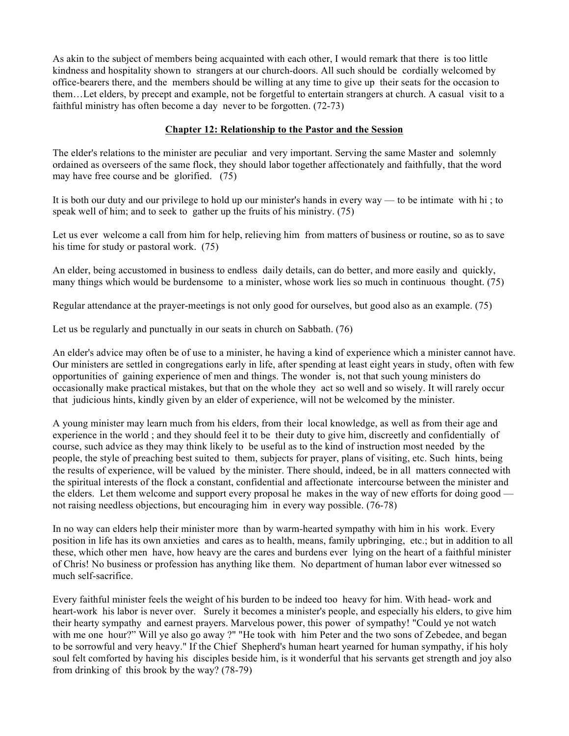As akin to the subject of members being acquainted with each other, I would remark that there is too little kindness and hospitality shown to strangers at our church-doors. All such should be cordially welcomed by office-bearers there, and the members should be willing at any time to give up their seats for the occasion to them…Let elders, by precept and example, not be forgetful to entertain strangers at church. A casual visit to a faithful ministry has often become a day never to be forgotten. (72-73)

## Chapter 12: Relationship to the Pastor and the Session

The elder's relations to the minister are peculiar and very important. Serving the same Master and solemnly ordained as overseers of the same flock, they should labor together affectionately and faithfully, that the word may have free course and be glorified. (75)

It is both our duty and our privilege to hold up our minister's hands in every way — to be intimate with hi ; to speak well of him; and to seek to gather up the fruits of his ministry. (75)

Let us ever welcome a call from him for help, relieving him from matters of business or routine, so as to save his time for study or pastoral work. (75)

An elder, being accustomed in business to endless daily details, can do better, and more easily and quickly, many things which would be burdensome to a minister, whose work lies so much in continuous thought. (75)

Regular attendance at the prayer-meetings is not only good for ourselves, but good also as an example. (75)

Let us be regularly and punctually in our seats in church on Sabbath. (76)

An elder's advice may often be of use to a minister, he having a kind of experience which a minister cannot have. Our ministers are settled in congregations early in life, after spending at least eight years in study, often with few opportunities of gaining experience of men and things. The wonder is, not that such young ministers do occasionally make practical mistakes, but that on the whole they act so well and so wisely. It will rarely occur that judicious hints, kindly given by an elder of experience, will not be welcomed by the minister.

A young minister may learn much from his elders, from their local knowledge, as well as from their age and experience in the world ; and they should feel it to be their duty to give him, discreetly and confidentially of course, such advice as they may think likely to be useful as to the kind of instruction most needed by the people, the style of preaching best suited to them, subjects for prayer, plans of visiting, etc. Such hints, being the results of experience, will be valued by the minister. There should, indeed, be in all matters connected with the spiritual interests of the flock a constant, confidential and affectionate intercourse between the minister and the elders. Let them welcome and support every proposal he makes in the way of new efforts for doing good — not raising needless objections, but encouraging him in every way possible. (76-78)

In no way can elders help their minister more than by warm-hearted sympathy with him in his work. Every position in life has its own anxieties and cares as to health, means, family upbringing, etc.; but in addition to all these, which other men have, how heavy are the cares and burdens ever lying on the heart of a faithful minister of Chris! No business or profession has anything like them. No department of human labor ever witnessed so much self-sacrifice.

Every faithful minister feels the weight of his burden to be indeed too heavy for him. With head- work and heart-work his labor is never over. Surely it becomes a minister's people, and especially his elders, to give him their hearty sympathy and earnest prayers. Marvelous power, this power of sympathy! "Could ye not watch with me one hour?" Will ye also go away ?" "He took with him Peter and the two sons of Zebedee, and began to be sorrowful and very heavy." If the Chief Shepherd's human heart yearned for human sympathy, if his holy soul felt comforted by having his disciples beside him, is it wonderful that his servants get strength and joy also from drinking of this brook by the way? (78-79)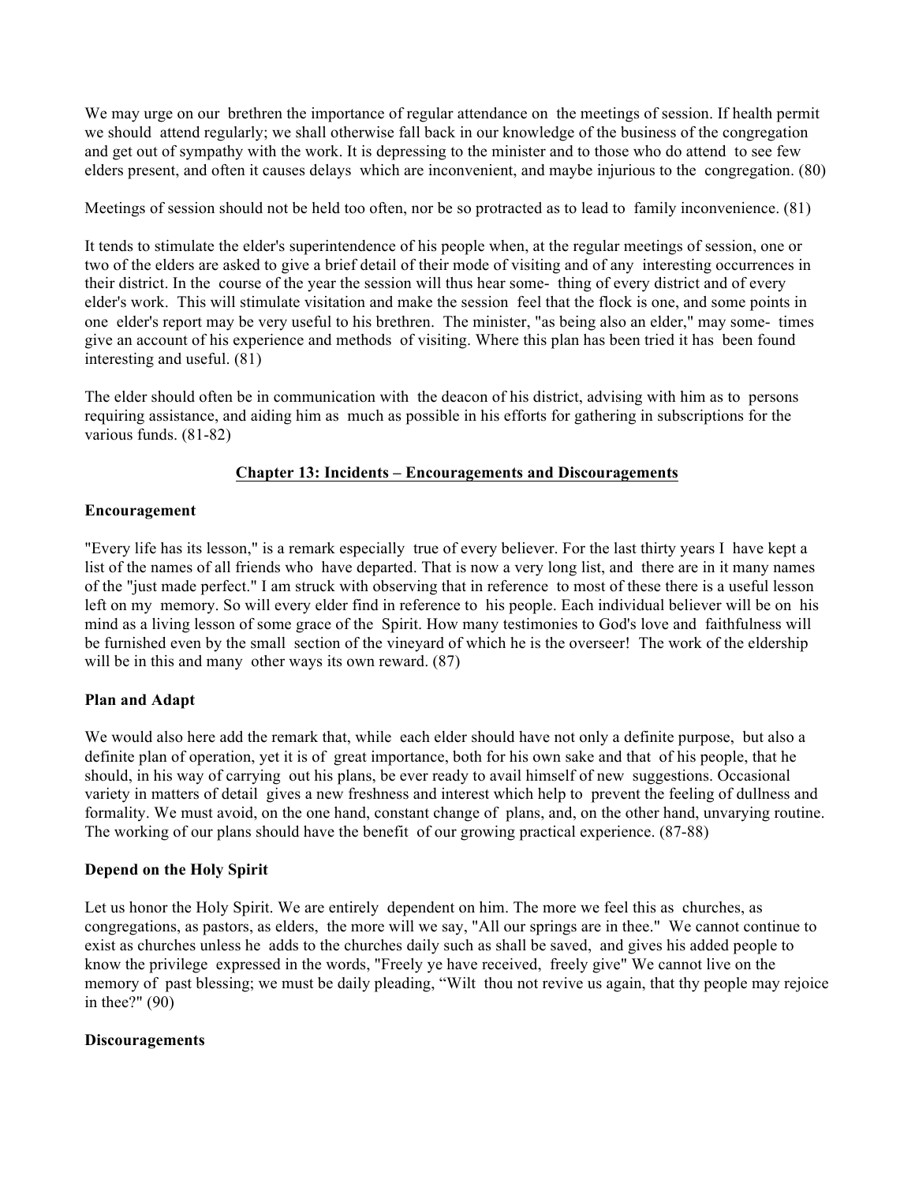We may urge on our brethren the importance of regular attendance on the meetings of session. If health permit we should attend regularly; we shall otherwise fall back in our knowledge of the business of the congregation and get out of sympathy with the work. It is depressing to the minister and to those who do attend to see few elders present, and often it causes delays which are inconvenient, and maybe injurious to the congregation. (80)

Meetings of session should not be held too often, nor be so protracted as to lead to family inconvenience. (81)

It tends to stimulate the elder's superintendence of his people when, at the regular meetings of session, one or two of the elders are asked to give a brief detail of their mode of visiting and of any interesting occurrences in their district. In the course of the year the session will thus hear some- thing of every district and of every elder's work. This will stimulate visitation and make the session feel that the flock is one, and some points in one elder's report may be very useful to his brethren. The minister, "as being also an elder," may some- times give an account of his experience and methods of visiting. Where this plan has been tried it has been found interesting and useful. (81)

The elder should often be in communication with the deacon of his district, advising with him as to persons requiring assistance, and aiding him as much as possible in his efforts for gathering in subscriptions for the various funds. (81-82)

## Chapter 13: Incidents – Encouragements and Discouragements

**Encouragement**

"Every life has its lesson," is a remark especially true of every believer. For the last thirty years I have kept a list of the names of all friends who have departed. That is now a very long list, and there are in it many names of the "just made perfect." I am struck with observing that in reference to most of these there is a useful lesson left on my memory. So will every elder find in reference to his people. Each individual believer will be on his mind as a living lesson of some grace of the Spirit. How many testimonies to God's love and faithfulness will be furnished even by the small section of the vineyard of which he is the overseer! The work of the eldership will be in this and many other ways its own reward. (87)

**Plan and Adapt**

We would also here add the remark that, while each elder should have not only a definite purpose, but also a definite plan of operation, yet it is of great importance, both for his own sake and that of his people, that he should, in his way of carrying out his plans, be ever ready to avail himself of new suggestions. Occasional variety in matters of detail gives a new freshness and interest which help to prevent the feeling of dullness and formality. We must avoid, on the one hand, constant change of plans, and, on the other hand, unvarying routine. The working of our plans should have the benefit of our growing practical experience. (87-88)

**Depend on the Holy Spirit**

Let us honor the Holy Spirit. We are entirely dependent on him. The more we feel this as churches, as congregations, as pastors, as elders, the more will we say, "All our springs are in thee." We cannot continue to exist as churches unless he adds to the churches daily such as shall be saved, and gives his added people to know the privilege expressed in the words, "Freely ye have received, freely give" We cannot live on the memory of past blessing; we must be daily pleading, "Wilt thou not revive us again, that thy people may rejoice in thee?" (90)

**Discouragements**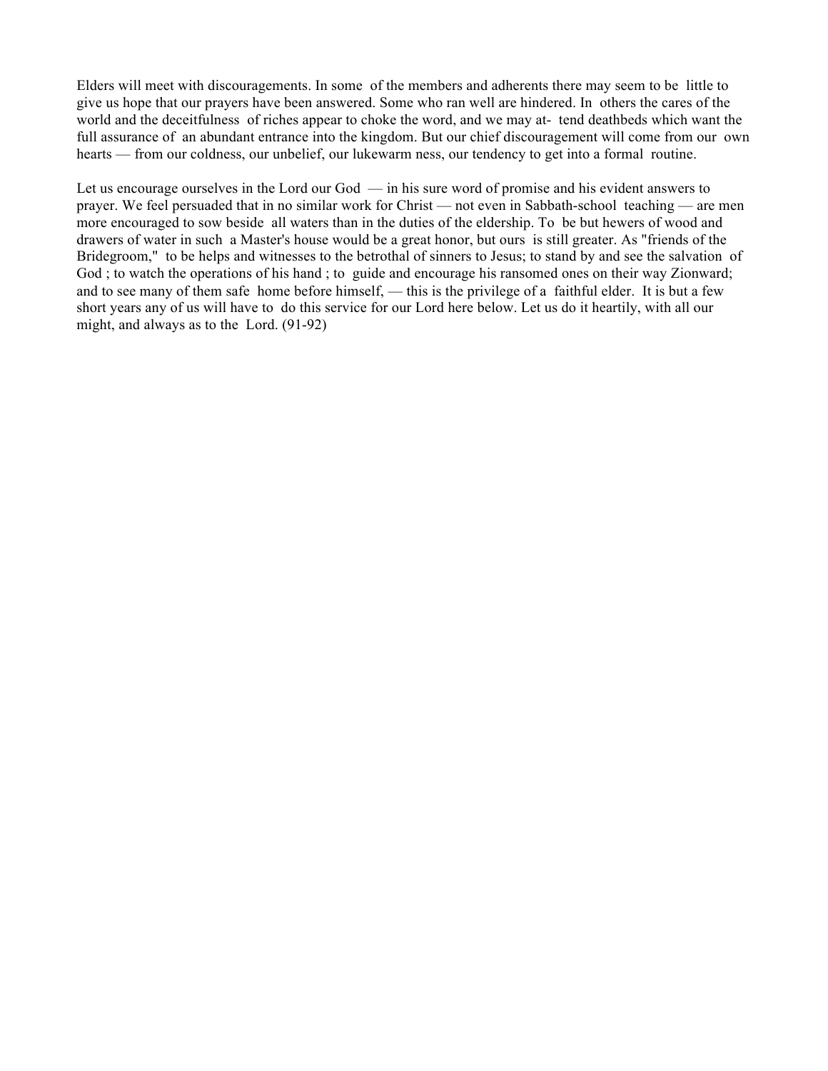Elders will meet with discouragements. In some of the members and adherents there may seem to be little to give us hope that our prayers have been answered. Some who ran well are hindered. In others the cares of the world and the deceitfulness of riches appear to choke the word, and we may attend deathbeds which want the full assurance of an abundant entrance into the kingdom. But our chief discouragement will come from our own hearts — from our coldness, our unbelief, our lukewarm ness, our tendency to get into a formal routine.

Let us encourage ourselves in the Lord our God — in his sure word of promise and his evident answers to prayer. We feel persuaded that in no similar work for Christ — not even in Sabbath-school teaching — are men more encouraged to sow beside all waters than in the duties of the eldership. To be but hewers of wood and drawers of water in such a Master's house would be a great honor, but ours is still greater. As "friends of the Bridegroom," to be helps and witnesses to the betrothal of sinners to Jesus; to stand by and see the salvation of God ; to watch the operations of his hand ; to guide and encourage his ransomed ones on their way Zionward; and to see many of them safe home before himself, — this is the privilege of a faithful elder. It is but a few short years any of us will have to do this service for our Lord here below. Let us do it heartily, with all our might, and always as to the Lord. (91-92)